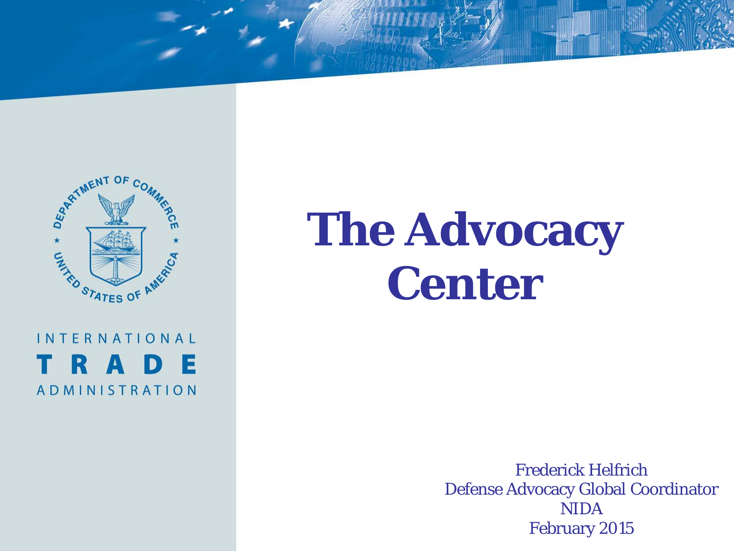DEPARTMENT OF COMMERCE · UNITED STATES OF AMERICA

INTERNATIONAL
**TRADE**
ADMINISTRATION

# The Advocacy Center

Frederick Helfrich
Defense Advocacy Global Coordinator
NIDA
February 2015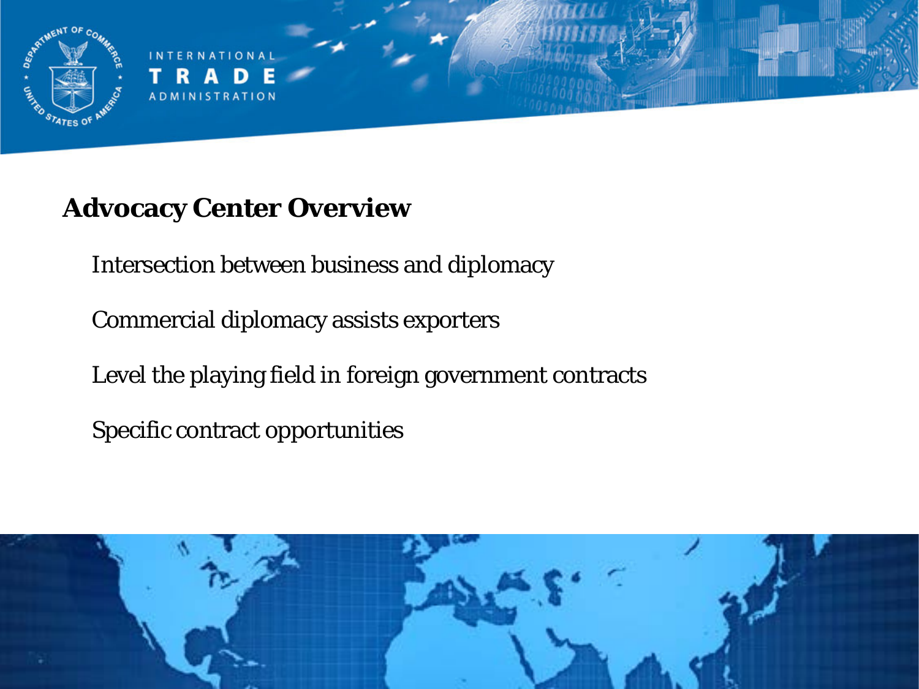## Advocacy Center Overview

Intersection between business and diplomacy

Commercial diplomacy assists exporters

Level the playing field in foreign government contracts

Specific contract opportunities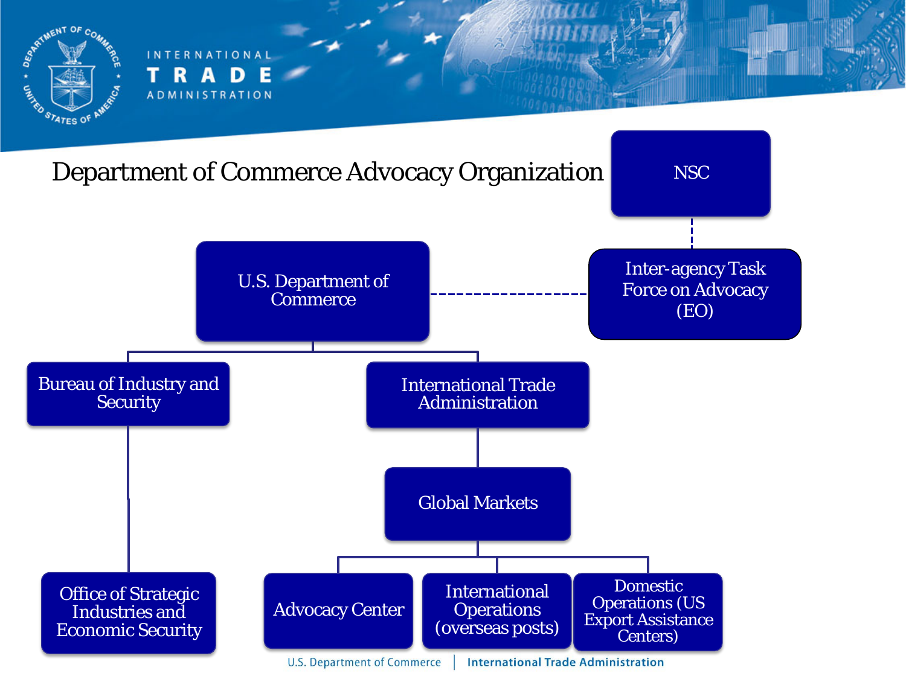# Department of Commerce Advocacy Organization

- NSC
  - Inter-agency Task Force on Advocacy (EO)
- U.S. Department of Commerce
  - Bureau of Industry and Security
    - Office of Strategic Industries and Economic Security
  - International Trade Administration
    - Global Markets
      - Advocacy Center
      - International Operations (overseas posts)
      - Domestic Operations (US Export Assistance Centers)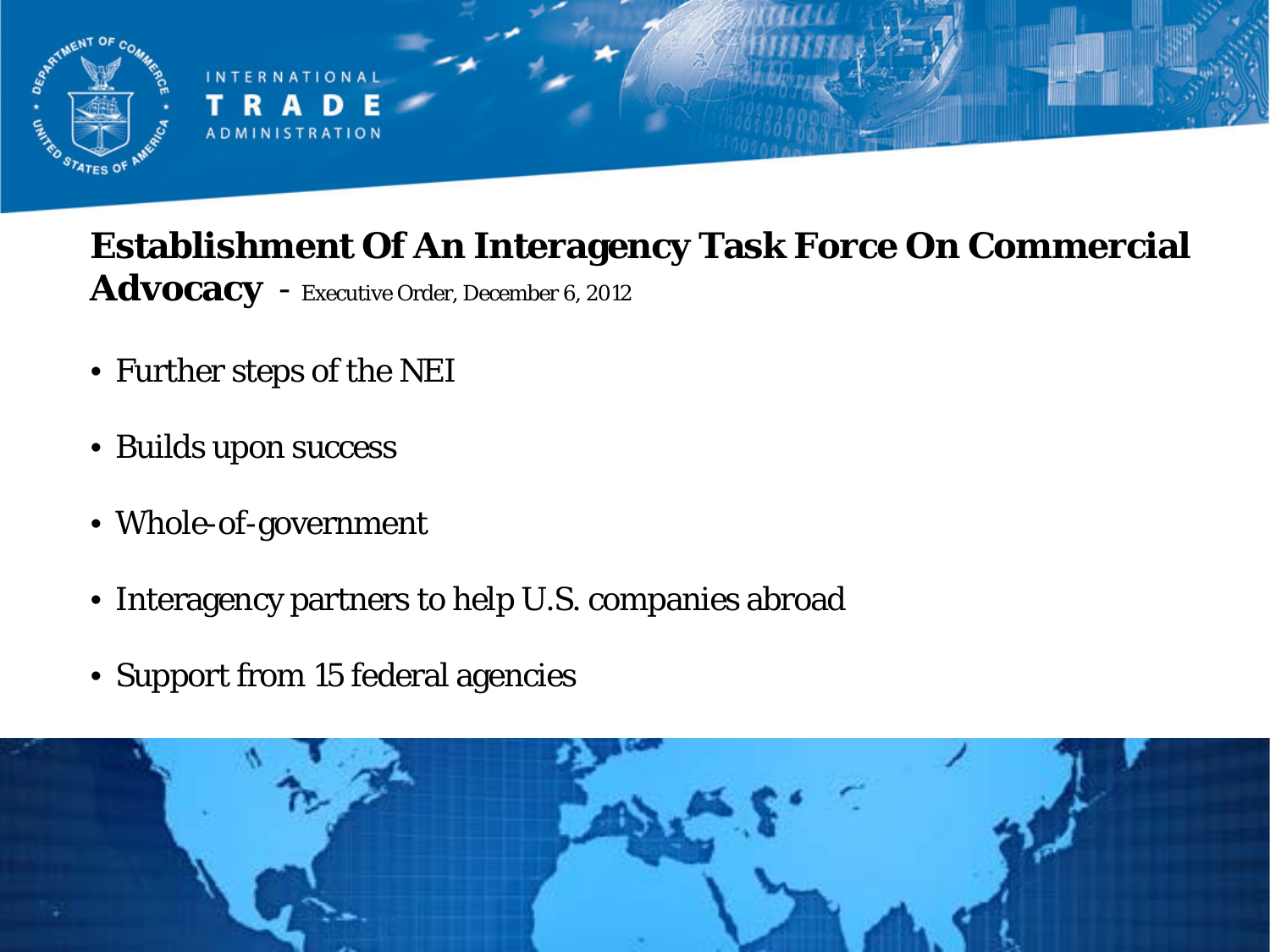## Establishment Of An Interagency Task Force On Commercial Advocacy - Executive Order, December 6, 2012

- Further steps of the NEI
- Builds upon success
- Whole-of-government
- Interagency partners to help U.S. companies abroad
- Support from 15 federal agencies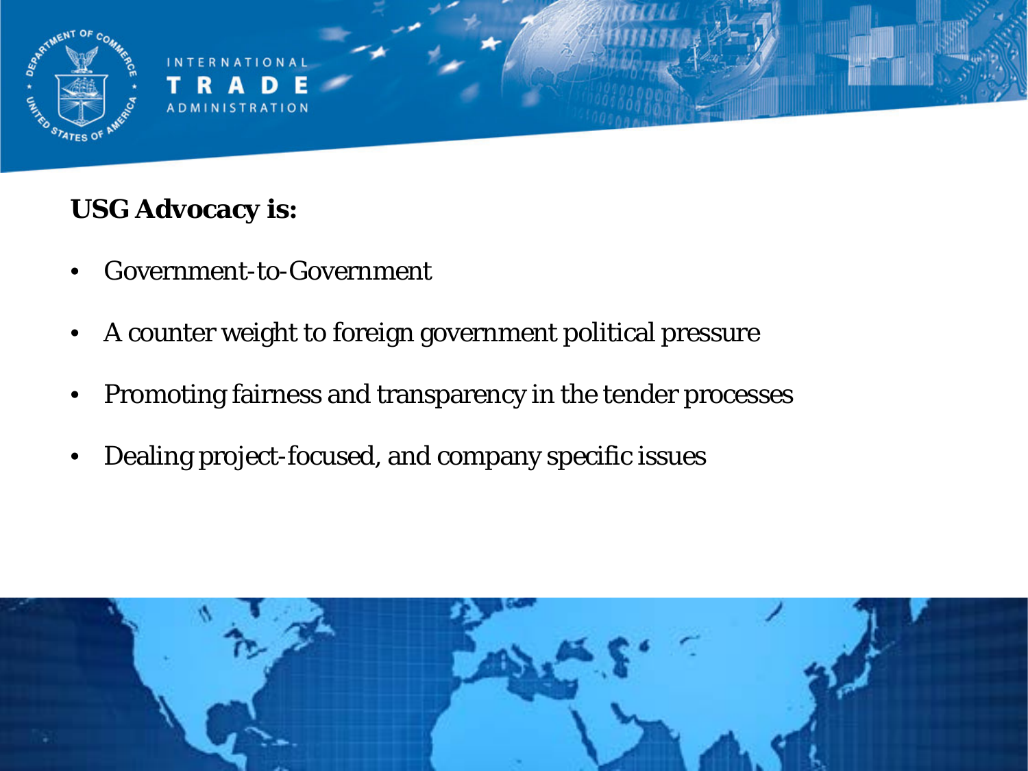**USG Advocacy is:**

- Government-to-Government
- A counter weight to foreign government political pressure
- Promoting fairness and transparency in the tender processes
- Dealing project-focused, and company specific issues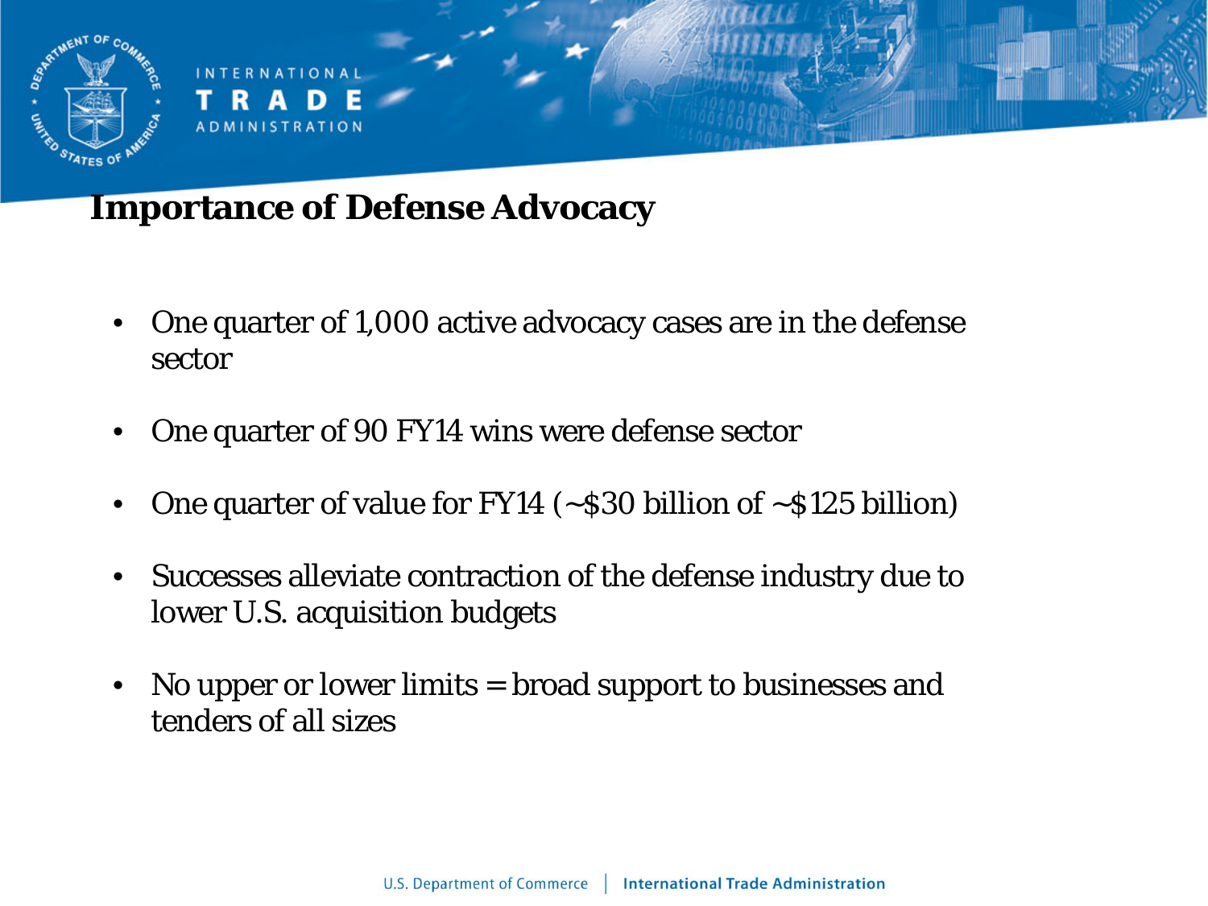## Importance of Defense Advocacy

- One quarter of 1,000 active advocacy cases are in the defense sector
- One quarter of 90 FY14 wins were defense sector
- One quarter of value for FY14 (~$30 billion of ~$125 billion)
- Successes alleviate contraction of the defense industry due to lower U.S. acquisition budgets
- No upper or lower limits = broad support to businesses and tenders of all sizes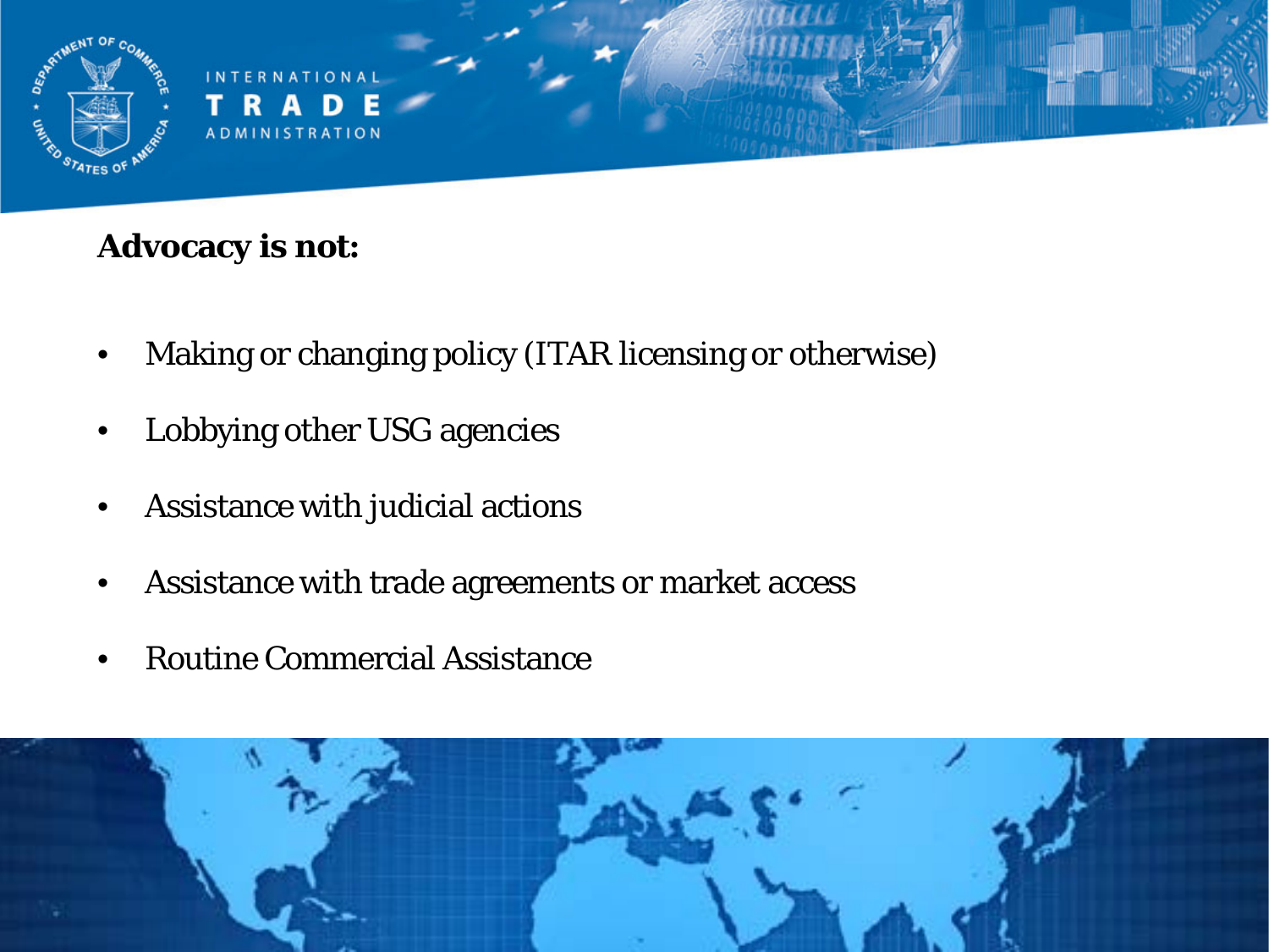**Advocacy is not:**

- Making or changing policy (ITAR licensing or otherwise)
- Lobbying other USG agencies
- Assistance with judicial actions
- Assistance with trade agreements or market access
- Routine Commercial Assistance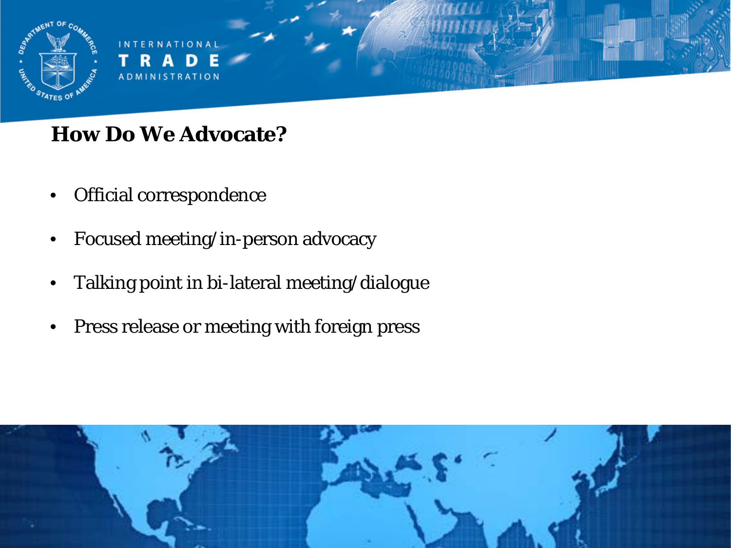## How Do We Advocate?

- Official correspondence
- Focused meeting/in-person advocacy
- Talking point in bi-lateral meeting/dialogue
- Press release or meeting with foreign press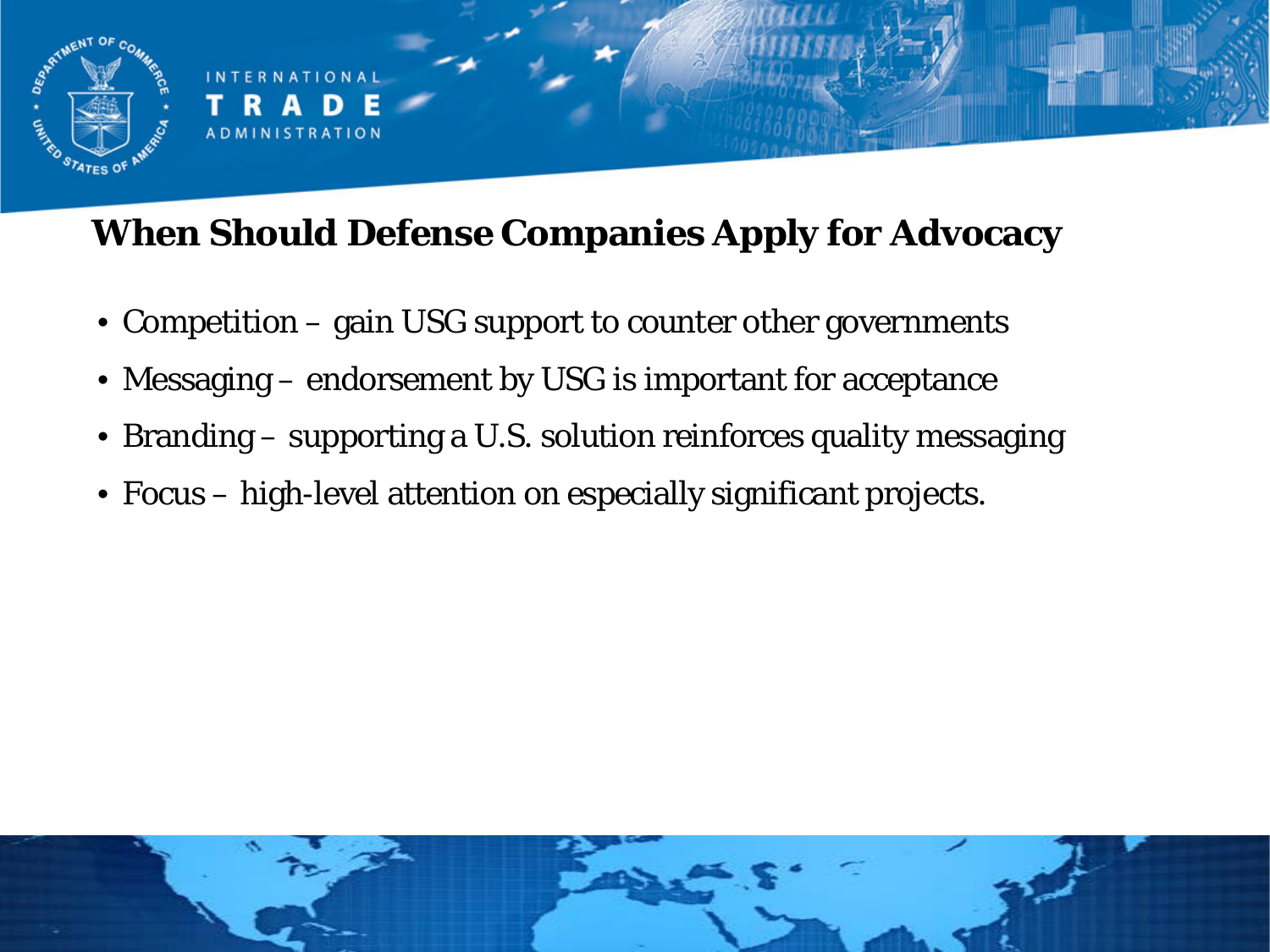# When Should Defense Companies Apply for Advocacy

- Competition – gain USG support to counter other governments
- Messaging – endorsement by USG is important for acceptance
- Branding – supporting a U.S. solution reinforces quality messaging
- Focus – high-level attention on especially significant projects.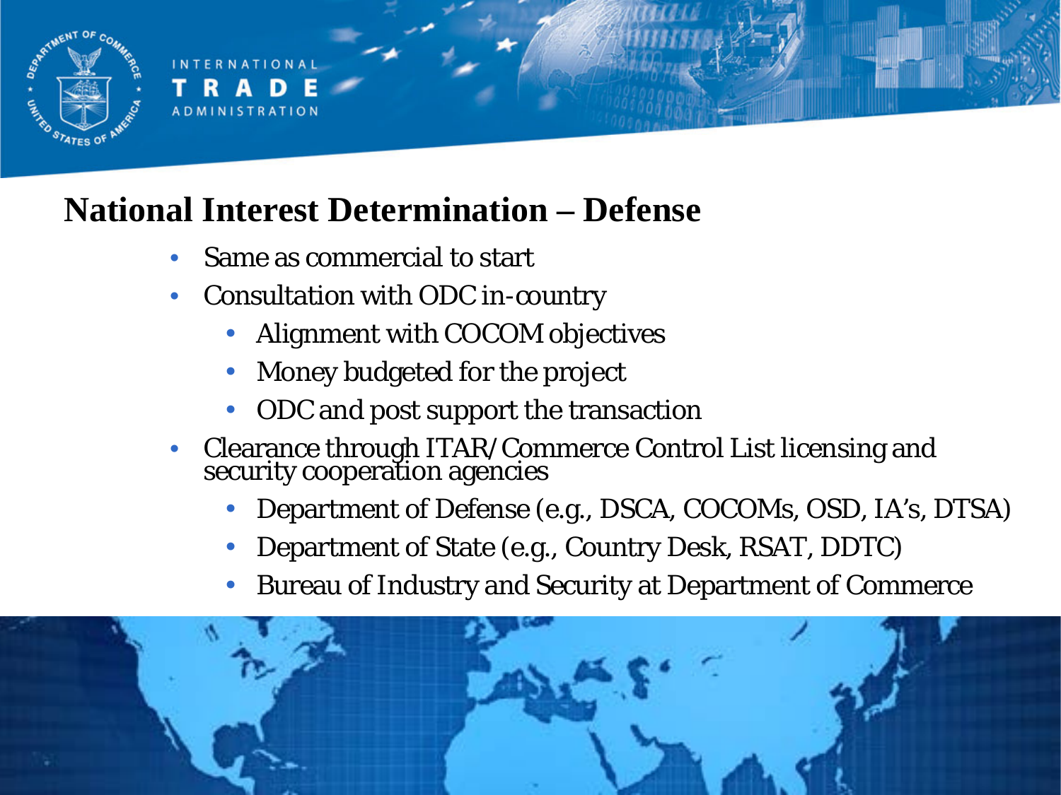## National Interest Determination – Defense

- Same as commercial to start
- Consultation with ODC in-country
  - Alignment with COCOM objectives
  - Money budgeted for the project
  - ODC and post support the transaction
- Clearance through ITAR/Commerce Control List licensing and security cooperation agencies
  - Department of Defense (e.g., DSCA, COCOMs, OSD, IA's, DTSA)
  - Department of State (e.g., Country Desk, RSAT, DDTC)
  - Bureau of Industry and Security at Department of Commerce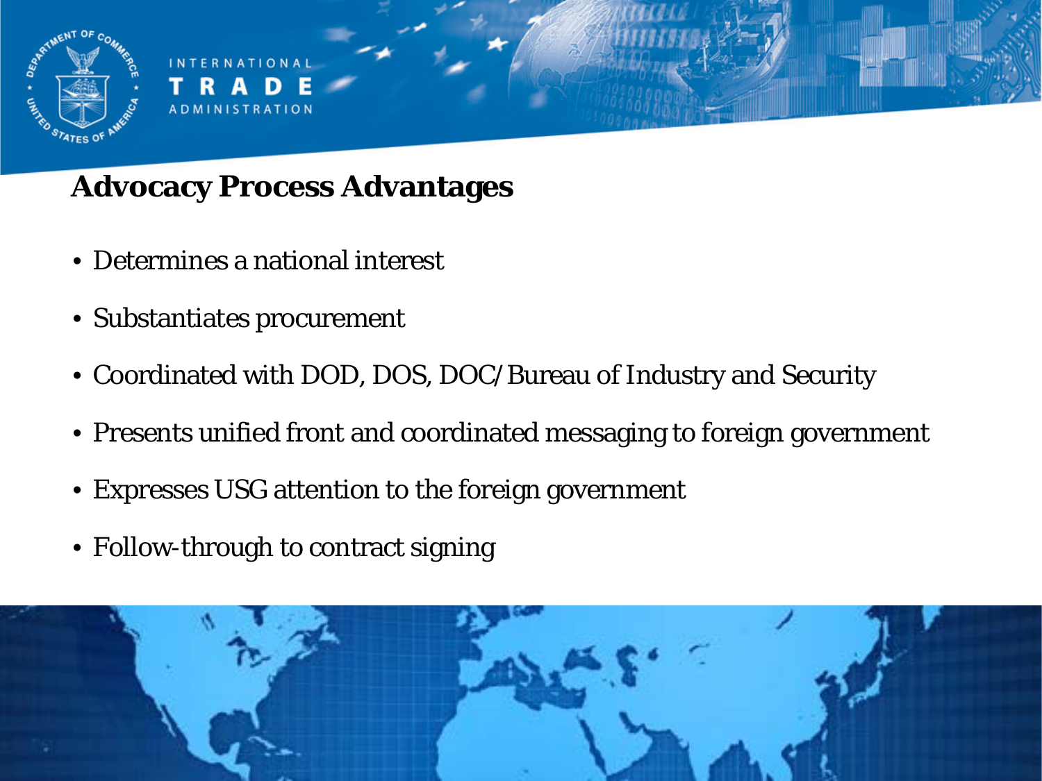## Advocacy Process Advantages

- Determines a national interest
- Substantiates procurement
- Coordinated with DOD, DOS, DOC/Bureau of Industry and Security
- Presents unified front and coordinated messaging to foreign government
- Expresses USG attention to the foreign government
- Follow-through to contract signing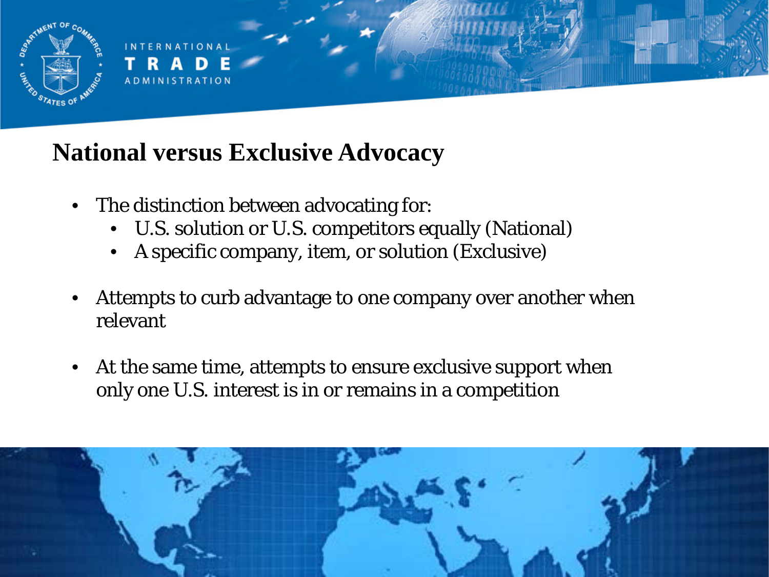## National versus Exclusive Advocacy

- The distinction between advocating for:
  - U.S. solution or U.S. competitors equally (National)
  - A specific company, item, or solution (Exclusive)
- Attempts to curb advantage to one company over another when relevant
- At the same time, attempts to ensure exclusive support when only one U.S. interest is in or remains in a competition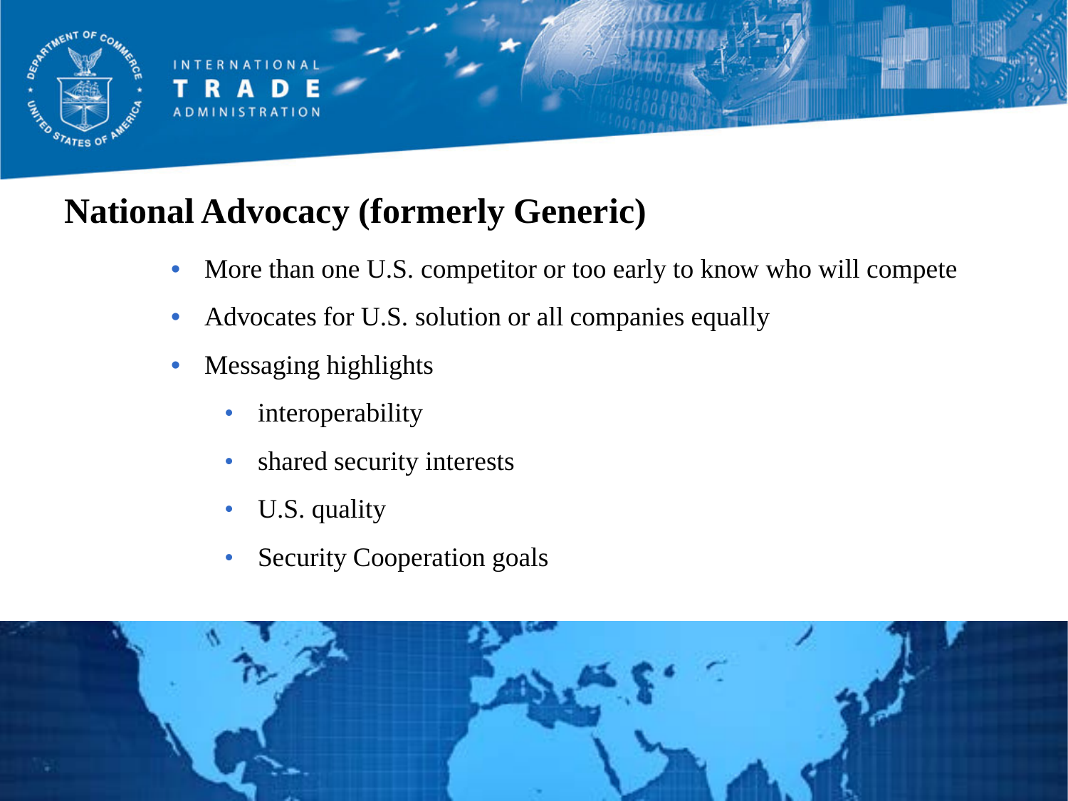## National Advocacy (formerly Generic)

- More than one U.S. competitor or too early to know who will compete
- Advocates for U.S. solution or all companies equally
- Messaging highlights
  - interoperability
  - shared security interests
  - U.S. quality
  - Security Cooperation goals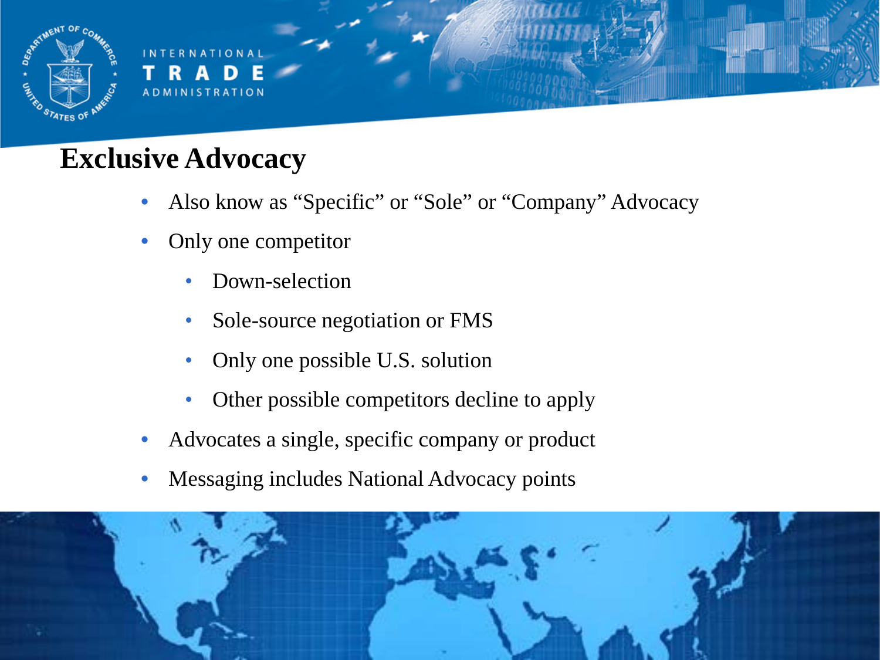## Exclusive Advocacy

- Also know as "Specific" or "Sole" or "Company" Advocacy
- Only one competitor
  - Down-selection
  - Sole-source negotiation or FMS
  - Only one possible U.S. solution
  - Other possible competitors decline to apply
- Advocates a single, specific company or product
- Messaging includes National Advocacy points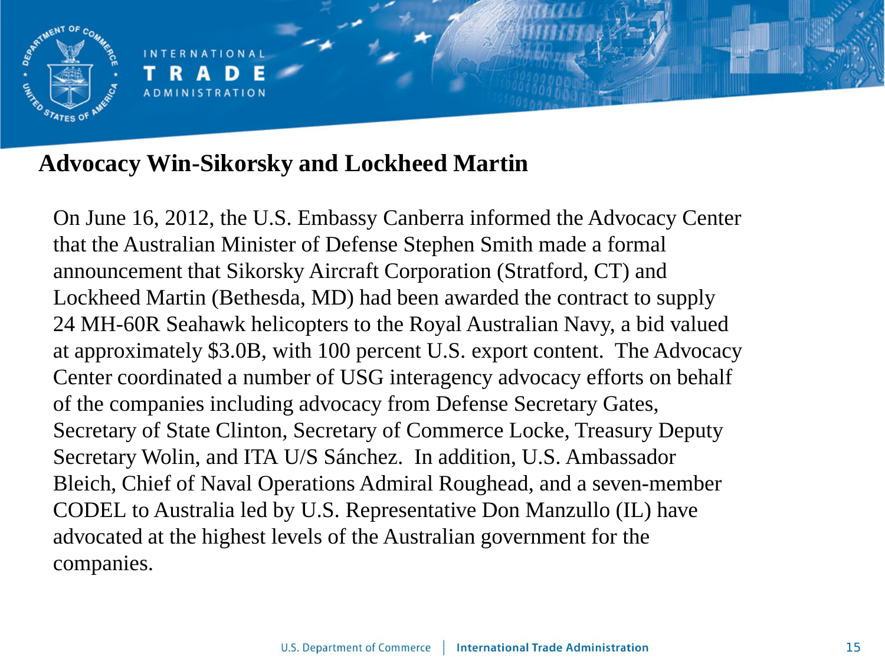## Advocacy Win-Sikorsky and Lockheed Martin

On June 16, 2012, the U.S. Embassy Canberra informed the Advocacy Center that the Australian Minister of Defense Stephen Smith made a formal announcement that Sikorsky Aircraft Corporation (Stratford, CT) and Lockheed Martin (Bethesda, MD) had been awarded the contract to supply 24 MH-60R Seahawk helicopters to the Royal Australian Navy, a bid valued at approximately $3.0B, with 100 percent U.S. export content. The Advocacy Center coordinated a number of USG interagency advocacy efforts on behalf of the companies including advocacy from Defense Secretary Gates, Secretary of State Clinton, Secretary of Commerce Locke, Treasury Deputy Secretary Wolin, and ITA U/S Sánchez. In addition, U.S. Ambassador Bleich, Chief of Naval Operations Admiral Roughead, and a seven-member CODEL to Australia led by U.S. Representative Don Manzullo (IL) have advocated at the highest levels of the Australian government for the companies.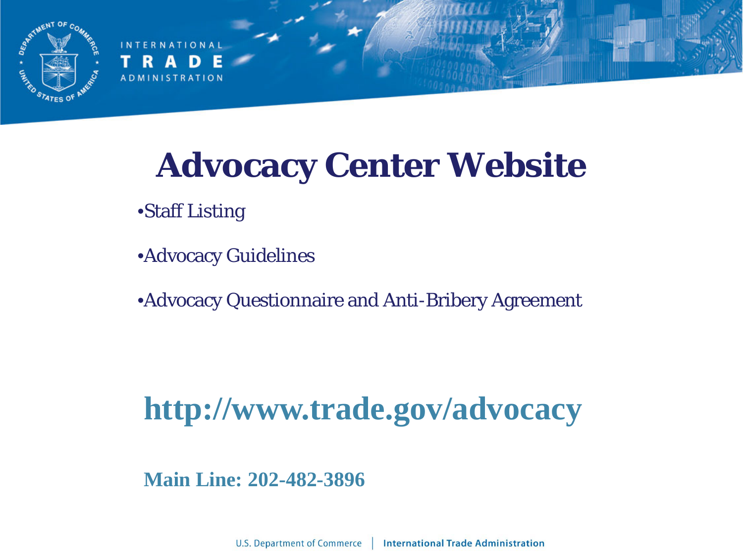# Advocacy Center Website

- Staff Listing
- Advocacy Guidelines
- Advocacy Questionnaire and Anti-Bribery Agreement

## http://www.trade.gov/advocacy

**Main Line: 202-482-3896**